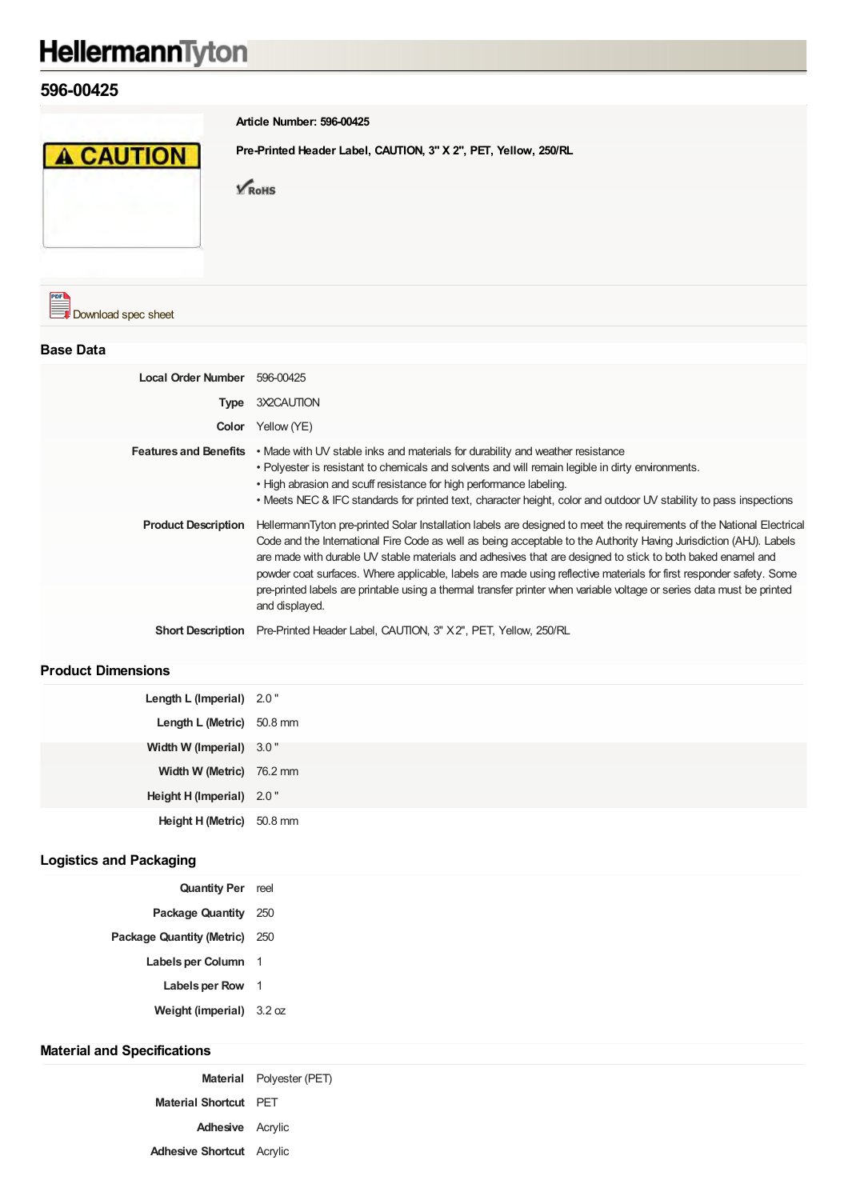# HellermannTyton

## 596-00425

**Article Number: 596-00425**

**Pre-Printed Header Label, CAUTION, 3" X 2", PET, Yellow, 250/RL**

RoHS

Download spec sheet

## Base Data

| | |
|---|---|
| **Local Order Number** | 596-00425 |
| **Type** | 3X2CAUTION |
| **Color** | Yellow (YE) |
| **Features and Benefits** | • Made with UV stable inks and materials for durability and weather resistance<br>• Polyester is resistant to chemicals and solvents and will remain legible in dirty environments.<br>• High abrasion and scuff resistance for high performance labeling.<br>• Meets NEC & IFC standards for printed text, character height, color and outdoor UV stability to pass inspections |
| **Product Description** | HellermannTyton pre-printed Solar Installation labels are designed to meet the requirements of the National Electrical Code and the International Fire Code as well as being acceptable to the Authority Having Jurisdiction (AHJ). Labels are made with durable UV stable materials and adhesives that are designed to stick to both baked enamel and powder coat surfaces. Where applicable, labels are made using reflective materials for first responder safety. Some pre-printed labels are printable using a thermal transfer printer when variable voltage or series data must be printed and displayed. |
| **Short Description** | Pre-Printed Header Label, CAUTION, 3" X 2", PET, Yellow, 250/RL |

## Product Dimensions

| | |
|---|---|
| **Length L (Imperial)** | 2.0 " |
| **Length L (Metric)** | 50.8 mm |
| **Width W (Imperial)** | 3.0 " |
| **Width W (Metric)** | 76.2 mm |
| **Height H (Imperial)** | 2.0 " |
| **Height H (Metric)** | 50.8 mm |

## Logistics and Packaging

| | |
|---|---|
| **Quantity Per** | reel |
| **Package Quantity** | 250 |
| **Package Quantity (Metric)** | 250 |
| **Labels per Column** | 1 |
| **Labels per Row** | 1 |
| **Weight (imperial)** | 3.2 oz |

## Material and Specifications

| | |
|---|---|
| **Material** | Polyester (PET) |
| **Material Shortcut** | PET |
| **Adhesive** | Acrylic |
| **Adhesive Shortcut** | Acrylic |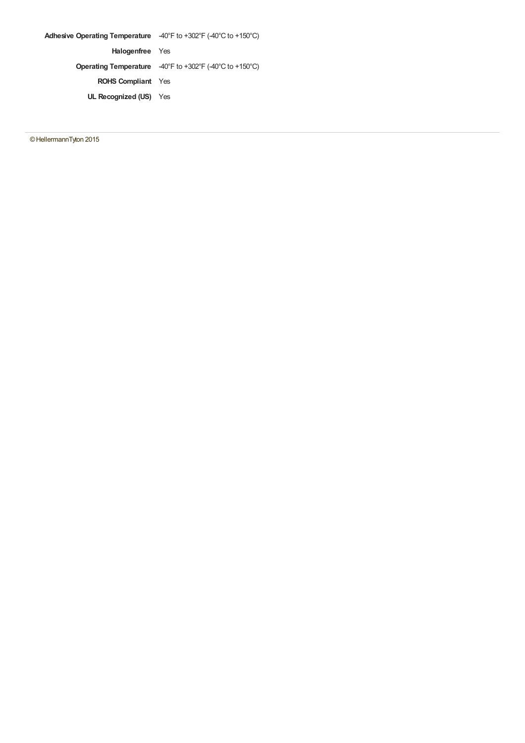| | |
|---|---|
| **Adhesive Operating Temperature** | -40°F to +302°F (-40°C to +150°C) |
| **Halogenfree** | Yes |
| **Operating Temperature** | -40°F to +302°F (-40°C to +150°C) |
| **ROHS Compliant** | Yes |
| **UL Recognized (US)** | Yes |

© HellermannTyton 2015